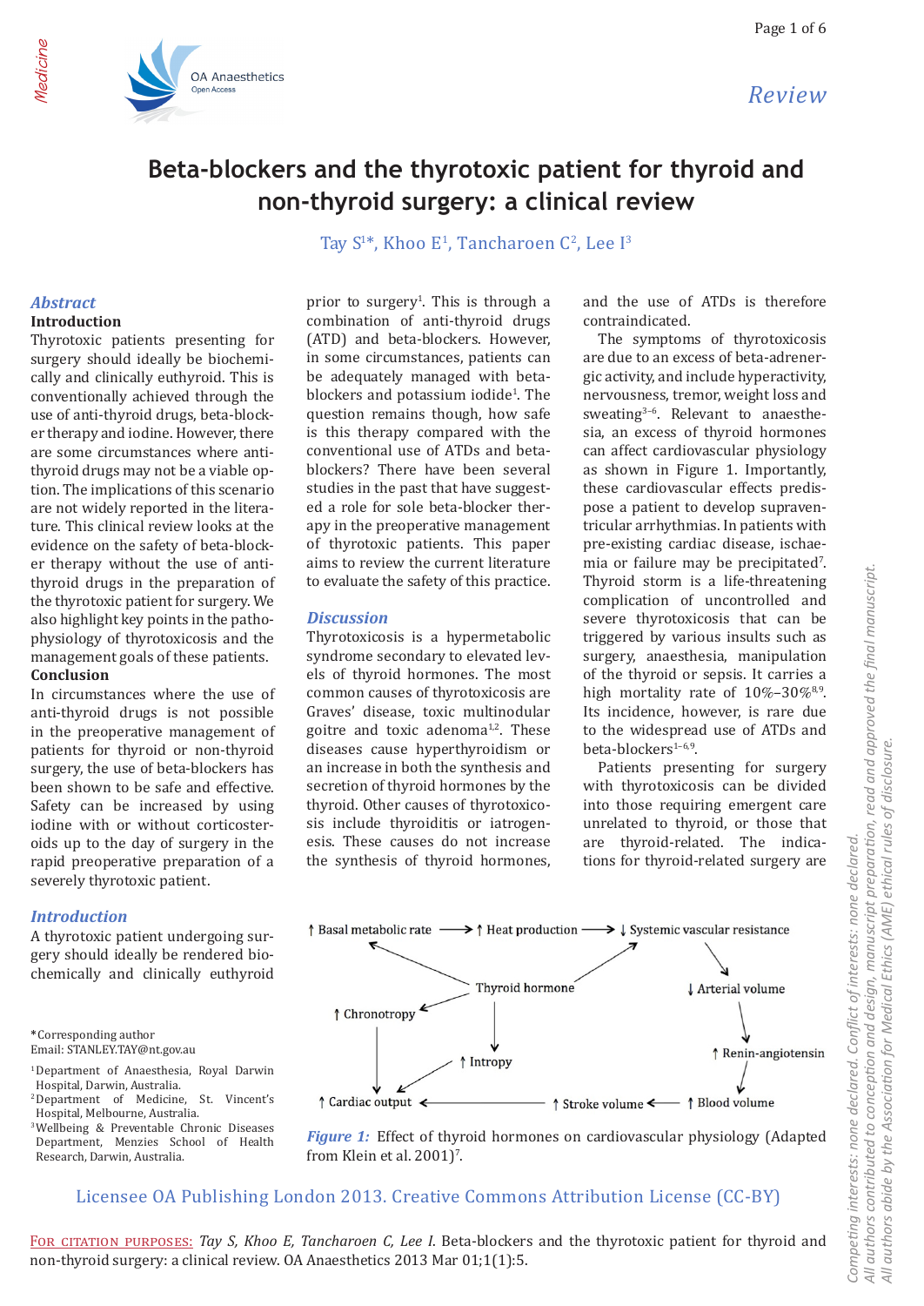Review

# Beta-blockers and the thyrotoxic patient for thyroid and non-thyroid surgery: a clinical review

Tay S[1]*, Khoo E[1], Tancharoen C[2], Lee I[3]

## Abstract

**Introduction**

Thyrotoxic patients presenting for surgery should ideally be biochemically and clinically euthyroid. This is conventionally achieved through the use of anti-thyroid drugs, beta-blocker therapy and iodine. However, there are some circumstances where anti-thyroid drugs may not be a viable option. The implications of this scenario are not widely reported in the literature. This clinical review looks at the evidence on the safety of beta-blocker therapy without the use of anti-thyroid drugs in the preparation of the thyrotoxic patient for surgery. We also highlight key points in the pathophysiology of thyrotoxicosis and the management goals of these patients.

**Conclusion**

In circumstances where the use of anti-thyroid drugs is not possible in the preoperative management of patients for thyroid or non-thyroid surgery, the use of beta-blockers has been shown to be safe and effective. Safety can be increased by using iodine with or without corticosteroids up to the day of surgery in the rapid preoperative preparation of a severely thyrotoxic patient.

## Introduction

A thyrotoxic patient undergoing surgery should ideally be rendered biochemically and clinically euthyroid prior to surgery[1]. This is through a combination of anti-thyroid drugs (ATD) and beta-blockers. However, in some circumstances, patients can be adequately managed with beta-blockers and potassium iodide[1]. The question remains though, how safe is this therapy compared with the conventional use of ATDs and beta-blockers? There have been several studies in the past that have suggested a role for sole beta-blocker therapy in the preoperative management of thyrotoxic patients. This paper aims to review the current literature to evaluate the safety of this practice.

## Discussion

Thyrotoxicosis is a hypermetabolic syndrome secondary to elevated levels of thyroid hormones. The most common causes of thyrotoxicosis are Graves' disease, toxic multinodular goitre and toxic adenoma[1,2]. These diseases cause hyperthyroidism or an increase in both the synthesis and secretion of thyroid hormones by the thyroid. Other causes of thyrotoxicosis include thyroiditis or iatrogenesis. These causes do not increase the synthesis of thyroid hormones, and the use of ATDs is therefore contraindicated.

The symptoms of thyrotoxicosis are due to an excess of beta-adrenergic activity, and include hyperactivity, nervousness, tremor, weight loss and sweating[3–6]. Relevant to anaesthesia, an excess of thyroid hormones can affect cardiovascular physiology as shown in Figure 1. Importantly, these cardiovascular effects predispose a patient to develop supraventricular arrhythmias. In patients with pre-existing cardiac disease, ischaemia or failure may be precipitated[7]. Thyroid storm is a life-threatening complication of uncontrolled and severe thyrotoxicosis that can be triggered by various insults such as surgery, anaesthesia, manipulation of the thyroid or sepsis. It carries a high mortality rate of 10%–30%[8,9]. Its incidence, however, is rare due to the widespread use of ATDs and beta-blockers[1–6,9].

Patients presenting for surgery with thyrotoxicosis can be divided into those requiring emergent care unrelated to thyroid, or those that are thyroid-related. The indications for thyroid-related surgery are

↑ Basal metabolic rate → ↑ Heat production → ↓ Systemic vascular resistance → ↓ Arterial volume → ↑ Renin-angiotensin → ↑ Blood volume → ↑ Stroke volume → ↑ Cardiac output

Thyroid hormone → ↑ Basal metabolic rate; ↑ Heat production; ↑ Chronotropy; ↑ Intropy

↑ Chronotropy → ↑ Cardiac output; ↑ Intropy → ↑ Cardiac output

*Figure 1:* Effect of thyroid hormones on cardiovascular physiology (Adapted from Klein et al. 2001)[7].

*Corresponding author
Email: STANLEY.TAY@nt.gov.au

[1] Department of Anaesthesia, Royal Darwin Hospital, Darwin, Australia.
[2] Department of Medicine, St. Vincent's Hospital, Melbourne, Australia.
[3] Wellbeing & Preventable Chronic Diseases Department, Menzies School of Health Research, Darwin, Australia.

Licensee OA Publishing London 2013. Creative Commons Attribution License (CC-BY)

For citation purposes: *Tay S, Khoo E, Tancharoen C, Lee I*. Beta-blockers and the thyrotoxic patient for thyroid and non-thyroid surgery: a clinical review. OA Anaesthetics 2013 Mar 01;1(1):5.

Competing interests: none declared. Conflict of interests: none declared.
All authors contributed to conception and design, manuscript preparation, read and approved the final manuscript.
All authors abide by the Association for Medical Ethics (AME) ethical rules of disclosure.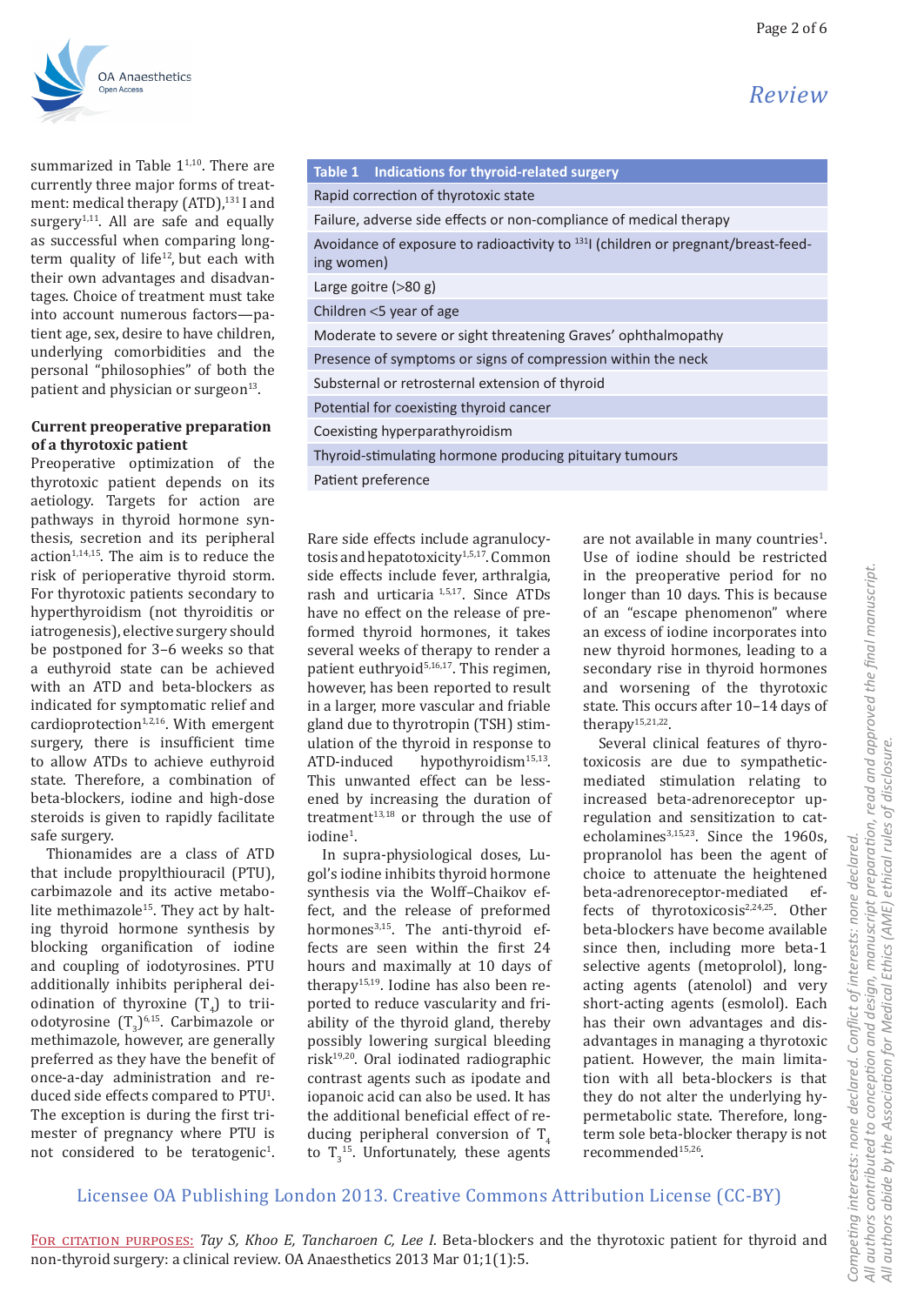summarized in Table 1[1,10]. There are currently three major forms of treatment: medical therapy (ATD),[131] I and surgery[1,11]. All are safe and equally as successful when comparing long-term quality of life[12], but each with their own advantages and disadvantages. Choice of treatment must take into account numerous factors—patient age, sex, desire to have children, underlying comorbidities and the personal "philosophies" of both the patient and physician or surgeon[13].

| Table 1 Indications for thyroid-related surgery |
|---|
| Rapid correction of thyrotoxic state |
| Failure, adverse side effects or non-compliance of medical therapy |
| Avoidance of exposure to radioactivity to $^{131}$I (children or pregnant/breast-feeding women) |
| Large goitre (>80 g) |
| Children <5 year of age |
| Moderate to severe or sight threatening Graves' ophthalmopathy |
| Presence of symptoms or signs of compression within the neck |
| Substernal or retrosternal extension of thyroid |
| Potential for coexisting thyroid cancer |
| Coexisting hyperparathyroidism |
| Thyroid-stimulating hormone producing pituitary tumours |
| Patient preference |

### Current preoperative preparation of a thyrotoxic patient

Preoperative optimization of the thyrotoxic patient depends on its aetiology. Targets for action are pathways in thyroid hormone synthesis, secretion and its peripheral action[1,14,15]. The aim is to reduce the risk of perioperative thyroid storm. For thyrotoxic patients secondary to hyperthyroidism (not thyroiditis or iatrogenesis), elective surgery should be postponed for 3–6 weeks so that a euthyroid state can be achieved with an ATD and beta-blockers as indicated for symptomatic relief and cardioprotection[1,2,16]. With emergent surgery, there is insufficient time to allow ATDs to achieve euthyroid state. Therefore, a combination of beta-blockers, iodine and high-dose steroids is given to rapidly facilitate safe surgery.

Thionamides are a class of ATD that include propylthiouracil (PTU), carbimazole and its active metabolite methimazole[15]. They act by halting thyroid hormone synthesis by blocking organification of iodine and coupling of iodotyrosines. PTU additionally inhibits peripheral deiodination of thyroxine ($T_4$) to triiodotyrosine ($T_3$)[6,15]. Carbimazole or methimazole, however, are generally preferred as they have the benefit of once-a-day administration and reduced side effects compared to PTU[1]. The exception is during the first trimester of pregnancy where PTU is not considered to be teratogenic[1].

Rare side effects include agranulocytosis and hepatotoxicity[1,5,17]. Common side effects include fever, arthralgia, rash and urticaria [1,5,17]. Since ATDs have no effect on the release of preformed thyroid hormones, it takes several weeks of therapy to render a patient euthyroid[5,16,17]. This regimen, however, has been reported to result in a larger, more vascular and friable gland due to thyrotropin (TSH) stimulation of the thyroid in response to ATD-induced hypothyroidism[15,13]. This unwanted effect can be lessened by increasing the duration of treatment[13,18] or through the use of iodine[1].

In supra-physiological doses, Lugol's iodine inhibits thyroid hormone synthesis via the Wolff–Chaikov effect, and the release of preformed hormones[3,15]. The anti-thyroid effects are seen within the first 24 hours and maximally at 10 days of therapy[15,19]. Iodine has also been reported to reduce vascularity and friability of the thyroid gland, thereby possibly lowering surgical bleeding risk[19,20]. Oral iodinated radiographic contrast agents such as ipodate and iopanoic acid can also be used. It has the additional beneficial effect of reducing peripheral conversion of $T_4$ to $T_3$[15]. Unfortunately, these agents are not available in many countries[1]. Use of iodine should be restricted in the preoperative period for no longer than 10 days. This is because of an "escape phenomenon" where an excess of iodine incorporates into new thyroid hormones, leading to a secondary rise in thyroid hormones and worsening of the thyrotoxic state. This occurs after 10–14 days of therapy[15,21,22].

Several clinical features of thyrotoxicosis are due to sympathetic-mediated stimulation relating to increased beta-adrenoreceptor upregulation and sensitization to catecholamines[3,15,23]. Since the 1960s, propranolol has been the agent of choice to attenuate the heightened beta-adrenoreceptor-mediated effects of thyrotoxicosis[2,24,25]. Other beta-blockers have become available since then, including more beta-1 selective agents (metoprolol), long-acting agents (atenolol) and very short-acting agents (esmolol). Each has their own advantages and disadvantages in managing a thyrotoxic patient. However, the main limitation with all beta-blockers is that they do not alter the underlying hypermetabolic state. Therefore, long-term sole beta-blocker therapy is not recommended[15,26].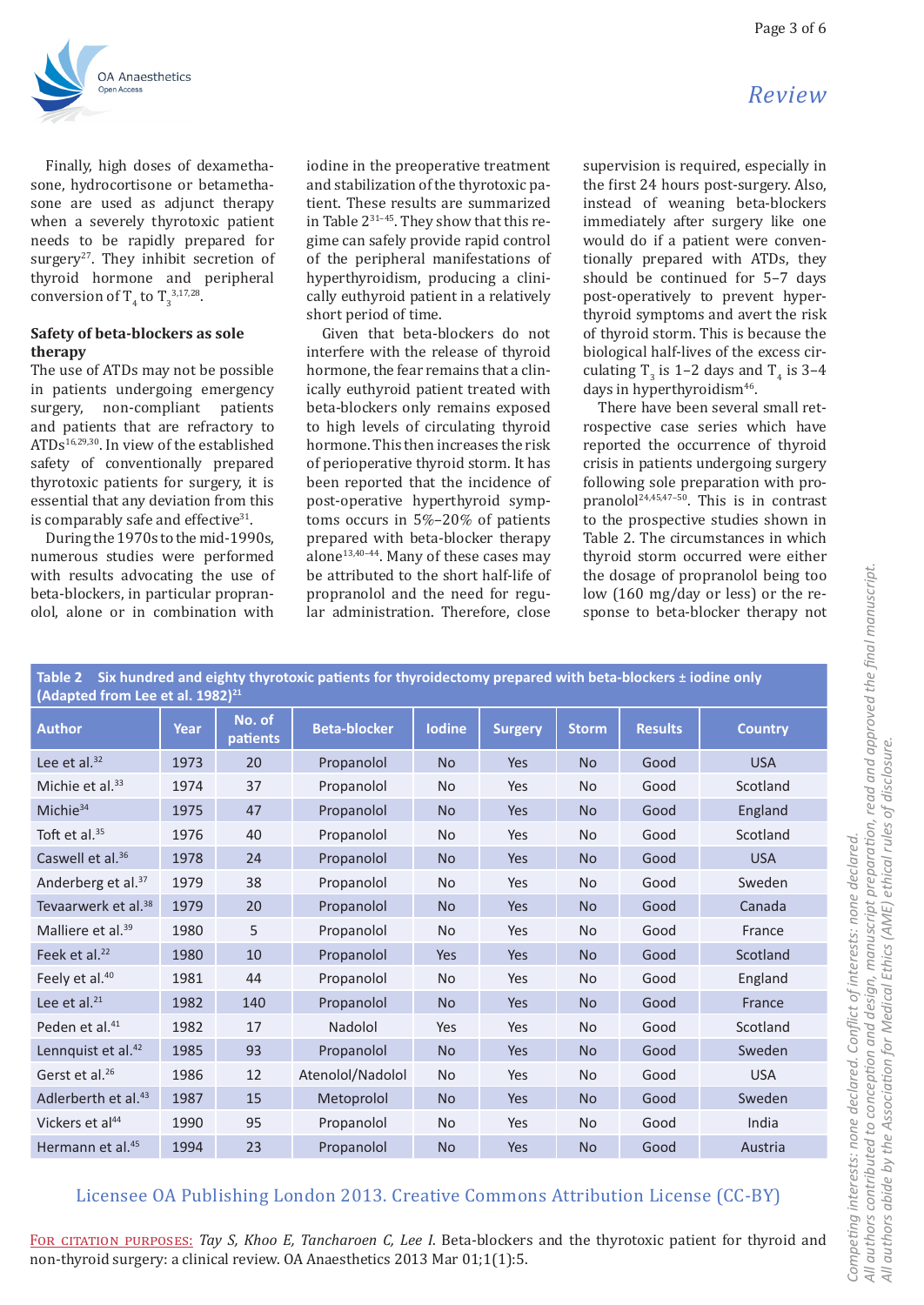Finally, high doses of dexamethasone, hydrocortisone or betamethasone are used as adjunct therapy when a severely thyrotoxic patient needs to be rapidly prepared for surgery[27]. They inhibit secretion of thyroid hormone and peripheral conversion of $T_4$ to $T_3$[3,17,28].

## Safety of beta-blockers as sole therapy

The use of ATDs may not be possible in patients undergoing emergency surgery, non-compliant patients and patients that are refractory to ATDs[16,29,30]. In view of the established safety of conventionally prepared thyrotoxic patients for surgery, it is essential that any deviation from this is comparably safe and effective[31].

During the 1970s to the mid-1990s, numerous studies were performed with results advocating the use of beta-blockers, in particular propranolol, alone or in combination with iodine in the preoperative treatment and stabilization of the thyrotoxic patient. These results are summarized in Table 2[31–45]. They show that this regime can safely provide rapid control of the peripheral manifestations of hyperthyroidism, producing a clinically euthyroid patient in a relatively short period of time.

Given that beta-blockers do not interfere with the release of thyroid hormone, the fear remains that a clinically euthyroid patient treated with beta-blockers only remains exposed to high levels of circulating thyroid hormone. This then increases the risk of perioperative thyroid storm. It has been reported that the incidence of post-operative hyperthyroid symptoms occurs in 5%–20% of patients prepared with beta-blocker therapy alone[13,40–44]. Many of these cases may be attributed to the short half-life of propranolol and the need for regular administration. Therefore, close supervision is required, especially in the first 24 hours post-surgery. Also, instead of weaning beta-blockers immediately after surgery like one would do if a patient were conventionally prepared with ATDs, they should be continued for 5–7 days post-operatively to prevent hyperthyroid symptoms and avert the risk of thyroid storm. This is because the biological half-lives of the excess circulating $T_3$ is 1–2 days and $T_4$ is 3–4 days in hyperthyroidism[46].

There have been several small retrospective case series which have reported the occurrence of thyroid crisis in patients undergoing surgery following sole preparation with propranolol[24,45,47–50]. This is in contrast to the prospective studies shown in Table 2. The circumstances in which thyroid storm occurred were either the dosage of propranolol being too low (160 mg/day or less) or the response to beta-blocker therapy not

**Table 2 Six hundred and eighty thyrotoxic patients for thyroidectomy prepared with beta-blockers ± iodine only (Adapted from Lee et al. 1982)[21]**

| Author | Year | No. of patients | Beta-blocker | Iodine | Surgery | Storm | Results | Country |
|---|---|---|---|---|---|---|---|---|
| Lee et al.[32] | 1973 | 20 | Propanolol | No | Yes | No | Good | USA |
| Michie et al.[33] | 1974 | 37 | Propanolol | No | Yes | No | Good | Scotland |
| Michie[34] | 1975 | 47 | Propanolol | No | Yes | No | Good | England |
| Toft et al.[35] | 1976 | 40 | Propanolol | No | Yes | No | Good | Scotland |
| Caswell et al.[36] | 1978 | 24 | Propanolol | No | Yes | No | Good | USA |
| Anderberg et al.[37] | 1979 | 38 | Propanolol | No | Yes | No | Good | Sweden |
| Tevaarwerk et al.[38] | 1979 | 20 | Propanolol | No | Yes | No | Good | Canada |
| Malliere et al.[39] | 1980 | 5 | Propanolol | No | Yes | No | Good | France |
| Feek et al.[22] | 1980 | 10 | Propanolol | Yes | Yes | No | Good | Scotland |
| Feely et al.[40] | 1981 | 44 | Propanolol | No | Yes | No | Good | England |
| Lee et al.[21] | 1982 | 140 | Propanolol | No | Yes | No | Good | France |
| Peden et al.[41] | 1982 | 17 | Nadolol | Yes | Yes | No | Good | Scotland |
| Lennquist et al.[42] | 1985 | 93 | Propanolol | No | Yes | No | Good | Sweden |
| Gerst et al.[26] | 1986 | 12 | Atenolol/Nadolol | No | Yes | No | Good | USA |
| Adlerberth et al.[43] | 1987 | 15 | Metoprolol | No | Yes | No | Good | Sweden |
| Vickers et al[44] | 1990 | 95 | Propanolol | No | Yes | No | Good | India |
| Hermann et al.[45] | 1994 | 23 | Propanolol | No | Yes | No | Good | Austria |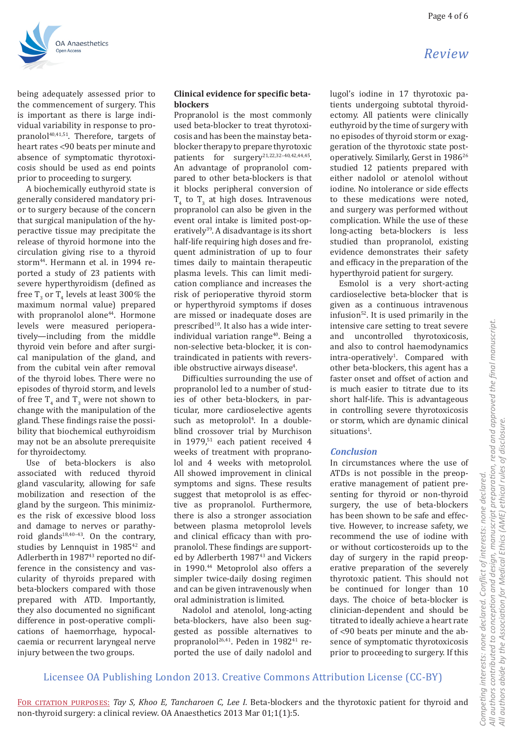being adequately assessed prior to the commencement of surgery. This is important as there is large individual variability in response to propranolol[40,41,51]. Therefore, targets of heart rates <90 beats per minute and absence of symptomatic thyrotoxicosis should be used as end points prior to proceeding to surgery.

A biochemically euthyroid state is generally considered mandatory prior to surgery because of the concern that surgical manipulation of the hyperactive tissue may precipitate the release of thyroid hormone into the circulation giving rise to a thyroid storm[44]. Hermann et al. in 1994 reported a study of 23 patients with severe hyperthyroidism (defined as free $T_3$ or $T_4$ levels at least 300% the maximum normal value) prepared with propranolol alone[44]. Hormone levels were measured perioperatively—including from the middle thyroid vein before and after surgical manipulation of the gland, and from the cubital vein after removal of the thyroid lobes. There were no episodes of thyroid storm, and levels of free $T_4$ and $T_3$ were not shown to change with the manipulation of the gland. These findings raise the possibility that biochemical euthyroidism may not be an absolute prerequisite for thyroidectomy.

Use of beta-blockers is also associated with reduced thyroid gland vascularity, allowing for safe mobilization and resection of the gland by the surgeon. This minimizes the risk of excessive blood loss and damage to nerves or parathyroid glands[18,40–43]. On the contrary, studies by Lennquist in 1985[42] and Adlerberth in 1987[43] reported no difference in the consistency and vascularity of thyroids prepared with beta-blockers compared with those prepared with ATD. Importantly, they also documented no significant difference in post-operative complications of haemorrhage, hypocalcaemia or recurrent laryngeal nerve injury between the two groups.

**Clinical evidence for specific beta-blockers**

Propranolol is the most commonly used beta-blocker to treat thyrotoxicosis and has been the mainstay beta-blocker therapy to prepare thyrotoxic patients for surgery[21,22,32–40,42,44,45]. An advantage of propranolol compared to other beta-blockers is that it blocks peripheral conversion of $T_4$ to $T_3$ at high doses. Intravenous propranolol can also be given in the event oral intake is limited post-operatively[39]. A disadvantage is its short half-life requiring high doses and frequent administration of up to four times daily to maintain therapeutic plasma levels. This can limit medication compliance and increases the risk of perioperative thyroid storm or hyperthyroid symptoms if doses are missed or inadequate doses are prescribed[10]. It also has a wide inter-individual variation range[40]. Being a non-selective beta-blocker, it is contraindicated in patients with reversible obstructive airways disease[4].

Difficulties surrounding the use of propranolol led to a number of studies of other beta-blockers, in particular, more cardioselective agents such as metoprolol[4]. In a double-blind crossover trial by Murchison in 1979,[51] each patient received 4 weeks of treatment with propranolol and 4 weeks with metoprolol. All showed improvement in clinical symptoms and signs. These results suggest that metoprolol is as effective as propranolol. Furthermore, there is also a stronger association between plasma metoprolol levels and clinical efficacy than with propranolol. These findings are supported by Adlerberth 1987[43] and Vickers in 1990.[44] Metoprolol also offers a simpler twice-daily dosing regimen and can be given intravenously when oral administration is limited.

Nadolol and atenolol, long-acting beta-blockers, have also been suggested as possible alternatives to propranolol[26,41]. Peden in 1982[41] reported the use of daily nadolol and lugol's iodine in 17 thyrotoxic patients undergoing subtotal thyroidectomy. All patients were clinically euthyroid by the time of surgery with no episodes of thyroid storm or exaggeration of the thyrotoxic state post-operatively. Similarly, Gerst in 1986[26] studied 12 patients prepared with either nadolol or atenolol without iodine. No intolerance or side effects to these medications were noted, and surgery was performed without complication. While the use of these long-acting beta-blockers is less studied than propranolol, existing evidence demonstrates their safety and efficacy in the preparation of the hyperthyroid patient for surgery.

Esmolol is a very short-acting cardioselective beta-blocker that is given as a continuous intravenous infusion[52]. It is used primarily in the intensive care setting to treat severe and uncontrolled thyrotoxicosis, and also to control haemodynamics intra-operatively[1]. Compared with other beta-blockers, this agent has a faster onset and offset of action and is much easier to titrate due to its short half-life. This is advantageous in controlling severe thyrotoxicosis or storm, which are dynamic clinical situations[1].

## Conclusion

In circumstances where the use of ATDs is not possible in the preoperative management of patient presenting for thyroid or non-thyroid surgery, the use of beta-blockers has been shown to be safe and effective. However, to increase safety, we recommend the use of iodine with or without corticosteroids up to the day of surgery in the rapid preoperative preparation of the severely thyrotoxic patient. This should not be continued for longer than 10 days. The choice of beta-blocker is clinician-dependent and should be titrated to ideally achieve a heart rate of <90 beats per minute and the absence of symptomatic thyrotoxicosis prior to proceeding to surgery. If this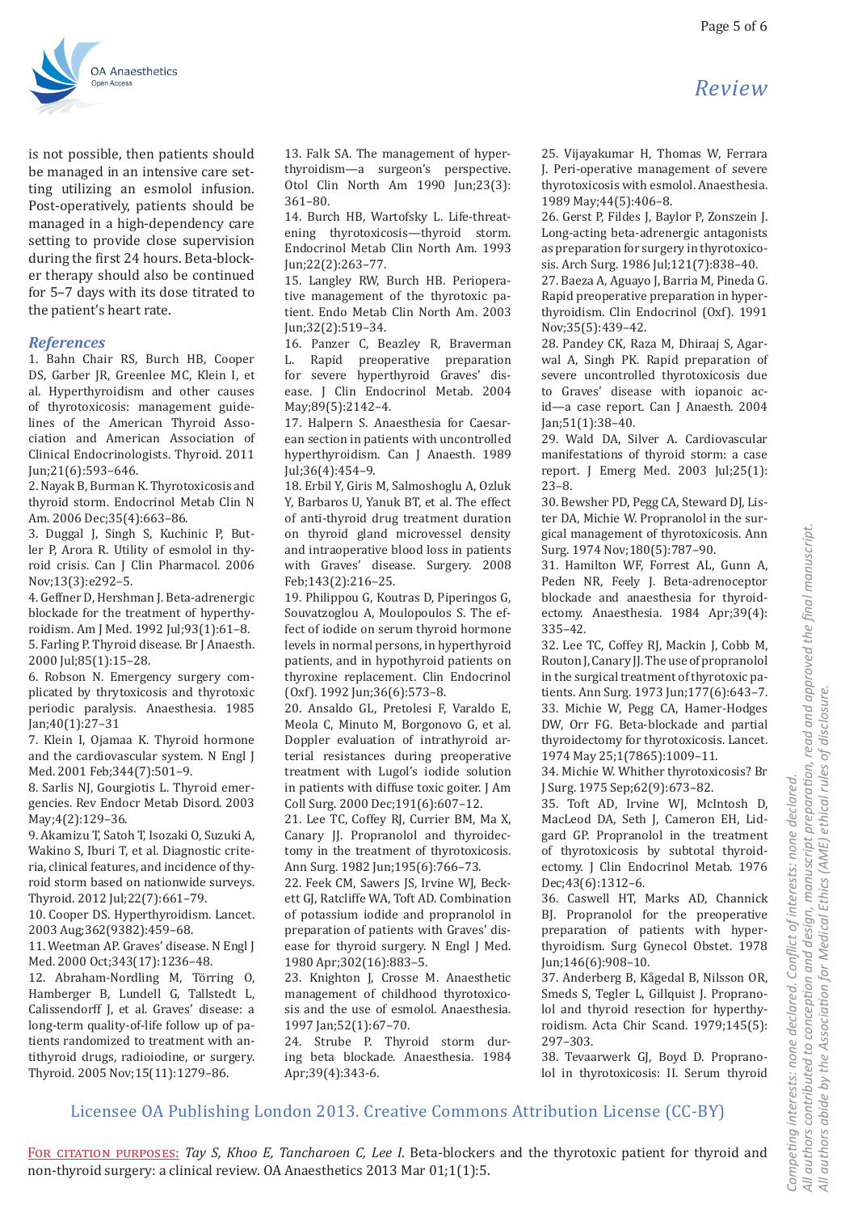is not possible, then patients should be managed in an intensive care setting utilizing an esmolol infusion. Post-operatively, patients should be managed in a high-dependency care setting to provide close supervision during the first 24 hours. Beta-blocker therapy should also be continued for 5–7 days with its dose titrated to the patient's heart rate.

## References

1. Bahn Chair RS, Burch HB, Cooper DS, Garber JR, Greenlee MC, Klein I, et al. Hyperthyroidism and other causes of thyrotoxicosis: management guidelines of the American Thyroid Association and American Association of Clinical Endocrinologists. Thyroid. 2011 Jun;21(6):593–646.
2. Nayak B, Burman K. Thyrotoxicosis and thyroid storm. Endocrinol Metab Clin N Am. 2006 Dec;35(4):663–86.
3. Duggal J, Singh S, Kuchinic P, Butler P, Arora R. Utility of esmolol in thyroid crisis. Can J Clin Pharmacol. 2006 Nov;13(3):e292–5.
4. Geffner D, Hershman J. Beta-adrenergic blockade for the treatment of hyperthyroidism. Am J Med. 1992 Jul;93(1):61–8.
5. Farling P. Thyroid disease. Br J Anaesth. 2000 Jul;85(1):15–28.
6. Robson N. Emergency surgery complicated by thrytoxicosis and thyrotoxic periodic paralysis. Anaesthesia. 1985 Jan;40(1):27–31
7. Klein I, Ojamaa K. Thyroid hormone and the cardiovascular system. N Engl J Med. 2001 Feb;344(7):501–9.
8. Sarlis NJ, Gourgiotis L. Thyroid emergencies. Rev Endocr Metab Disord. 2003 May;4(2):129–36.
9. Akamizu T, Satoh T, Isozaki O, Suzuki A, Wakino S, Iburi T, et al. Diagnostic criteria, clinical features, and incidence of thyroid storm based on nationwide surveys. Thyroid. 2012 Jul;22(7):661–79.
10. Cooper DS. Hyperthyroidism. Lancet. 2003 Aug;362(9382):459–68.
11. Weetman AP. Graves' disease. N Engl J Med. 2000 Oct;343(17):1236–48.
12. Abraham-Nordling M, Törring O, Hamberger B, Lundell G, Tallstedt L, Calissendorff J, et al. Graves' disease: a long-term quality-of-life follow up of patients randomized to treatment with antithyroid drugs, radioiodine, or surgery. Thyroid. 2005 Nov;15(11):1279–86.
13. Falk SA. The management of hyperthyroidism—a surgeon's perspective. Otol Clin North Am 1990 Jun;23(3):361–80.
14. Burch HB, Wartofsky L. Life-threatening thyrotoxicosis—thyroid storm. Endocrinol Metab Clin North Am. 1993 Jun;22(2):263–77.
15. Langley RW, Burch HB. Perioperative management of the thyrotoxic patient. Endo Metab Clin North Am. 2003 Jun;32(2):519–34.
16. Panzer C, Beazley R, Braverman L. Rapid preoperative preparation for severe hyperthyroid Graves' disease. J Clin Endocrinol Metab. 2004 May;89(5):2142–4.
17. Halpern S. Anaesthesia for Caesarean section in patients with uncontrolled hyperthyroidism. Can J Anaesth. 1989 Jul;36(4):454–9.
18. Erbil Y, Giris M, Salmoshoglu A, Ozluk Y, Barbaros U, Yanuk BT, et al. The effect of anti-thyroid drug treatment duration on thyroid gland microvessel density and intraoperative blood loss in patients with Graves' disease. Surgery. 2008 Feb;143(2):216–25.
19. Philippou G, Koutras D, Piperingos G, Souvatzoglou A, Moulopoulos S. The effect of iodide on serum thyroid hormone levels in normal persons, in hyperthyroid patients, and in hypothyroid patients on thyroxine replacement. Clin Endocrinol (Oxf). 1992 Jun;36(6):573–8.
20. Ansaldo GL, Pretolesi F, Varaldo E, Meola C, Minuto M, Borgonovo G, et al. Doppler evaluation of intrathyroid arterial resistances during preoperative treatment with Lugol's iodide solution in patients with diffuse toxic goiter. J Am Coll Surg. 2000 Dec;191(6):607–12.
21. Lee TC, Coffey RJ, Currier BM, Ma X, Canary JJ. Propranolol and thyroidectomy in the treatment of thyrotoxicosis. Ann Surg. 1982 Jun;195(6):766–73.
22. Feek CM, Sawers JS, Irvine WJ, Beckett GJ, Ratcliffe WA, Toft AD. Combination of potassium iodide and propranolol in preparation of patients with Graves' disease for thyroid surgery. N Engl J Med. 1980 Apr;302(16):883–5.
23. Knighton J, Crosse M. Anaesthetic management of childhood thyrotoxicosis and the use of esmolol. Anaesthesia. 1997 Jan;52(1):67–70.
24. Strube P. Thyroid storm during beta blockade. Anaesthesia. 1984 Apr;39(4):343-6.
25. Vijayakumar H, Thomas W, Ferrara J. Peri-operative management of severe thyrotoxicosis with esmolol. Anaesthesia. 1989 May;44(5):406–8.
26. Gerst P, Fildes J, Baylor P, Zonszein J. Long-acting beta-adrenergic antagonists as preparation for surgery in thyrotoxicosis. Arch Surg. 1986 Jul;121(7):838–40.
27. Baeza A, Aguayo J, Barria M, Pineda G. Rapid preoperative preparation in hyperthyroidism. Clin Endocrinol (Oxf). 1991 Nov;35(5):439–42.
28. Pandey CK, Raza M, Dhiraaj S, Agarwal A, Singh PK. Rapid preparation of severe uncontrolled thyrotoxicosis due to Graves' disease with iopanoic acid—a case report. Can J Anaesth. 2004 Jan;51(1):38–40.
29. Wald DA, Silver A. Cardiovascular manifestations of thyroid storm: a case report. J Emerg Med. 2003 Jul;25(1):23–8.
30. Bewsher PD, Pegg CA, Steward DJ, Lister DA, Michie W. Propranolol in the surgical management of thyrotoxicosis. Ann Surg. 1974 Nov;180(5):787–90.
31. Hamilton WF, Forrest AL, Gunn A, Peden NR, Feely J. Beta-adrenoceptor blockade and anaesthesia for thyroidectomy. Anaesthesia. 1984 Apr;39(4):335–42.
32. Lee TC, Coffey RJ, Mackin J, Cobb M, Routon J, Canary JJ. The use of propranolol in the surgical treatment of thyrotoxic patients. Ann Surg. 1973 Jun;177(6):643–7.
33. Michie W, Pegg CA, Hamer-Hodges DW, Orr FG. Beta-blockade and partial thyroidectomy for thyrotoxicosis. Lancet. 1974 May 25;1(7865):1009–11.
34. Michie W. Whither thyrotoxicosis? Br J Surg. 1975 Sep;62(9):673–82.
35. Toft AD, Irvine WJ, McIntosh D, MacLeod DA, Seth J, Cameron EH, Lidgard GP. Propranolol in the treatment of thyrotoxicosis by subtotal thyroidectomy. J Clin Endocrinol Metab. 1976 Dec;43(6):1312–6.
36. Caswell HT, Marks AD, Channick BJ. Propranolol for the preoperative preparation of patients with hyperthyroidism. Surg Gynecol Obstet. 1978 Jun;146(6):908–10.
37. Anderberg B, Kågedal B, Nilsson OR, Smeds S, Tegler L, Gillquist J. Propranolol and thyroid resection for hyperthyroidism. Acta Chir Scand. 1979;145(5):297–303.
38. Tevaarwerk GJ, Boyd D. Propranolol in thyrotoxicosis: II. Serum thyroid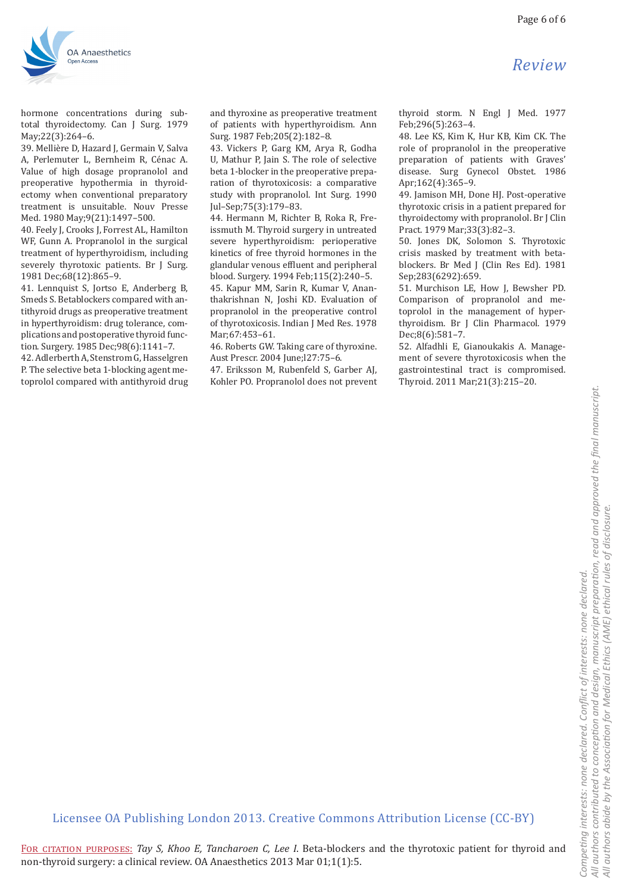hormone concentrations during subtotal thyroidectomy. Can J Surg. 1979 May;22(3):264–6.

39. Mellière D, Hazard J, Germain V, Salva A, Perlemuter L, Bernheim R, Cénac A. Value of high dosage propranolol and preoperative hypothermia in thyroidectomy when conventional preparatory treatment is unsuitable. Nouv Presse Med. 1980 May;9(21):1497–500.

40. Feely J, Crooks J, Forrest AL, Hamilton WF, Gunn A. Propranolol in the surgical treatment of hyperthyroidism, including severely thyrotoxic patients. Br J Surg. 1981 Dec;68(12):865–9.

41. Lennquist S, Jortso E, Anderberg B, Smeds S. Betablockers compared with antithyroid drugs as preoperative treatment in hyperthyroidism: drug tolerance, complications and postoperative thyroid function. Surgery. 1985 Dec;98(6):1141–7.

42. Adlerberth A, Stenstrom G, Hasselgren P. The selective beta 1-blocking agent metoprolol compared with antithyroid drug and thyroxine as preoperative treatment of patients with hyperthyroidism. Ann Surg. 1987 Feb;205(2):182–8.

43. Vickers P, Garg KM, Arya R, Godha U, Mathur P, Jain S. The role of selective beta 1-blocker in the preoperative preparation of thyrotoxicosis: a comparative study with propranolol. Int Surg. 1990 Jul–Sep;75(3):179–83.

44. Hermann M, Richter B, Roka R, Freissmuth M. Thyroid surgery in untreated severe hyperthyroidism: perioperative kinetics of free thyroid hormones in the glandular venous effluent and peripheral blood. Surgery. 1994 Feb;115(2):240–5.

45. Kapur MM, Sarin R, Kumar V, Ananthakrishnan N, Joshi KD. Evaluation of propranolol in the preoperative control of thyrotoxicosis. Indian J Med Res. 1978 Mar;67:453–61.

46. Roberts GW. Taking care of thyroxine. Aust Prescr. 2004 June;l27:75–6.

47. Eriksson M, Rubenfeld S, Garber AJ, Kohler PO. Propranolol does not prevent thyroid storm. N Engl J Med. 1977 Feb;296(5):263–4.

48. Lee KS, Kim K, Hur KB, Kim CK. The role of propranolol in the preoperative preparation of patients with Graves' disease. Surg Gynecol Obstet. 1986 Apr;162(4):365–9.

49. Jamison MH, Done HJ. Post-operative thyrotoxic crisis in a patient prepared for thyroidectomy with propranolol. Br J Clin Pract. 1979 Mar;33(3):82–3.

50. Jones DK, Solomon S. Thyrotoxic crisis masked by treatment with betablockers. Br Med J (Clin Res Ed). 1981 Sep;283(6292):659.

51. Murchison LE, How J, Bewsher PD. Comparison of propranolol and metoprolol in the management of hyperthyroidism. Br J Clin Pharmacol. 1979 Dec;8(6):581–7.

52. Alfadhli E, Gianoukakis A. Management of severe thyrotoxicosis when the gastrointestinal tract is compromised. Thyroid. 2011 Mar;21(3):215–20.

Licensee OA Publishing London 2013. Creative Commons Attribution License (CC-BY)

For citation purposes: *Tay S, Khoo E, Tancharoen C, Lee I*. Beta-blockers and the thyrotoxic patient for thyroid and non-thyroid surgery: a clinical review. OA Anaesthetics 2013 Mar 01;1(1):5.

*Competing interests: none declared. Conflict of interests: none declared.*
*All authors contributed to conception and design, manuscript preparation, read and approved the final manuscript.*
*All authors abide by the Association for Medical Ethics (AME) ethical rules of disclosure.*